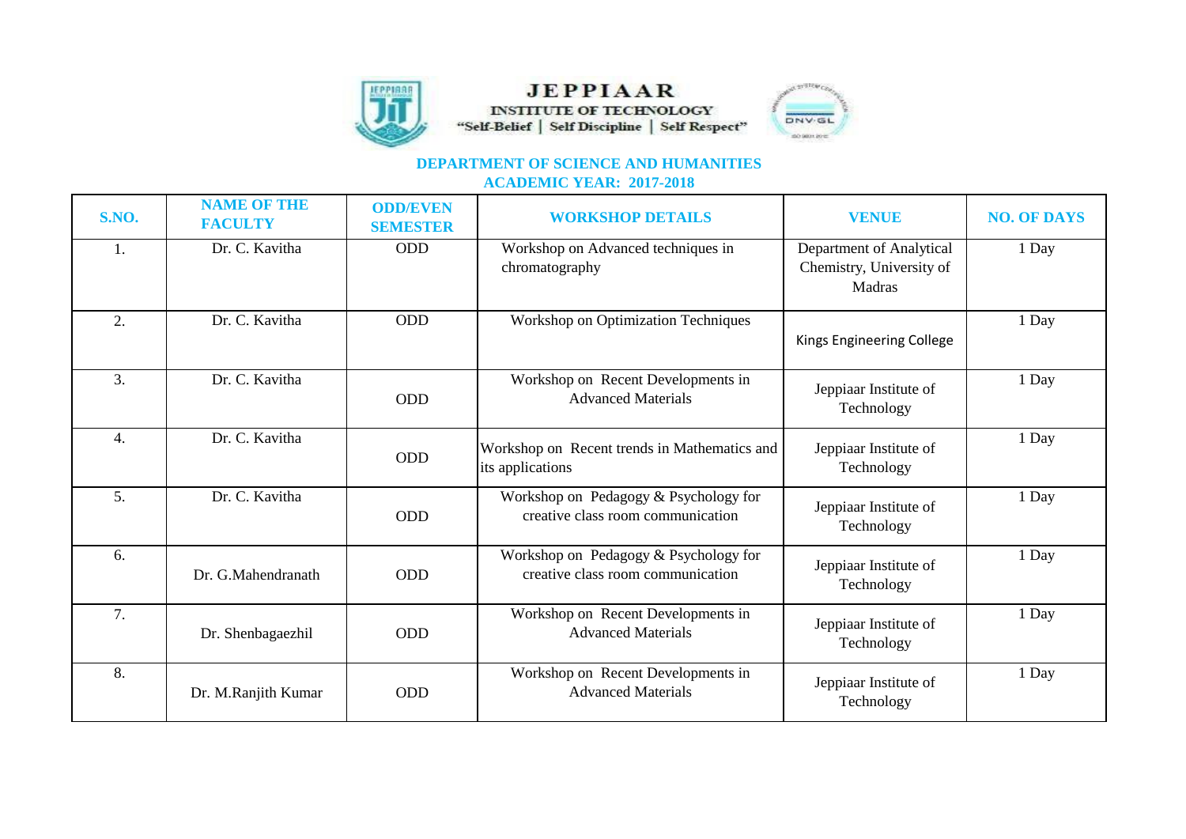# JEPPIAAR

## INSTITUTE OF TECHNOLOGY

"Self-Belief | Self Discipline | Self Respect"

### DEPARTMENT OF SCIENCE AND HUMANITIES

### ACADEMIC YEAR: 2017-2018

| S.NO. | NAME OF THE FACULTY | ODD/EVEN SEMESTER | WORKSHOP DETAILS | VENUE | NO. OF DAYS |
|---|---|---|---|---|---|
| 1. | Dr. C. Kavitha | ODD | Workshop on Advanced techniques in chromatography | Department of Analytical Chemistry, University of Madras | 1 Day |
| 2. | Dr. C. Kavitha | ODD | Workshop on Optimization Techniques | Kings Engineering College | 1 Day |
| 3. | Dr. C. Kavitha | ODD | Workshop on Recent Developments in Advanced Materials | Jeppiaar Institute of Technology | 1 Day |
| 4. | Dr. C. Kavitha | ODD | Workshop on Recent trends in Mathematics and its applications | Jeppiaar Institute of Technology | 1 Day |
| 5. | Dr. C. Kavitha | ODD | Workshop on Pedagogy & Psychology for creative class room communication | Jeppiaar Institute of Technology | 1 Day |
| 6. | Dr. G.Mahendranath | ODD | Workshop on Pedagogy & Psychology for creative class room communication | Jeppiaar Institute of Technology | 1 Day |
| 7. | Dr. Shenbagaezhil | ODD | Workshop on Recent Developments in Advanced Materials | Jeppiaar Institute of Technology | 1 Day |
| 8. | Dr. M.Ranjith Kumar | ODD | Workshop on Recent Developments in Advanced Materials | Jeppiaar Institute of Technology | 1 Day |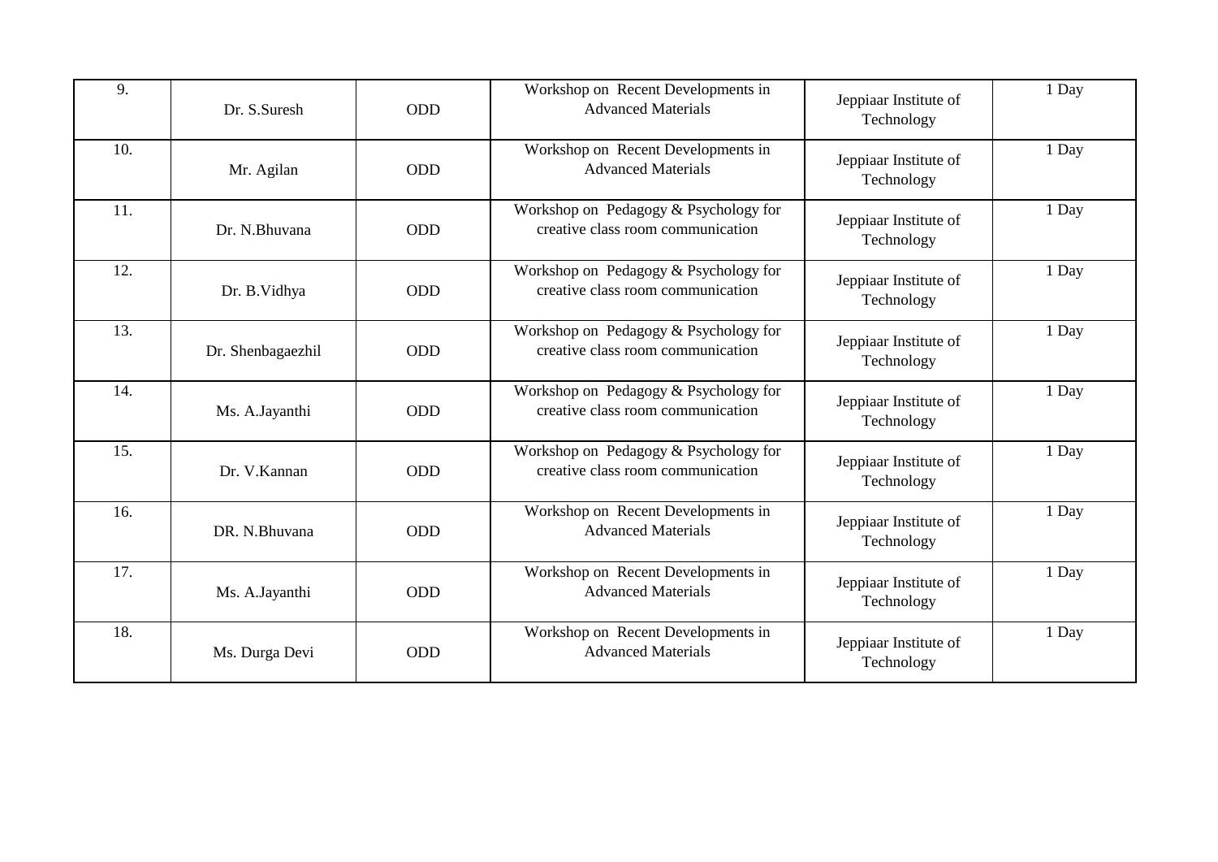| | | | | | |
|---|---|---|---|---|---|
| 9. | Dr. S.Suresh | ODD | Workshop on Recent Developments in Advanced Materials | Jeppiaar Institute of Technology | 1 Day |
| 10. | Mr. Agilan | ODD | Workshop on Recent Developments in Advanced Materials | Jeppiaar Institute of Technology | 1 Day |
| 11. | Dr. N.Bhuvana | ODD | Workshop on Pedagogy & Psychology for creative class room communication | Jeppiaar Institute of Technology | 1 Day |
| 12. | Dr. B.Vidhya | ODD | Workshop on Pedagogy & Psychology for creative class room communication | Jeppiaar Institute of Technology | 1 Day |
| 13. | Dr. Shenbagaezhil | ODD | Workshop on Pedagogy & Psychology for creative class room communication | Jeppiaar Institute of Technology | 1 Day |
| 14. | Ms. A.Jayanthi | ODD | Workshop on Pedagogy & Psychology for creative class room communication | Jeppiaar Institute of Technology | 1 Day |
| 15. | Dr. V.Kannan | ODD | Workshop on Pedagogy & Psychology for creative class room communication | Jeppiaar Institute of Technology | 1 Day |
| 16. | DR. N.Bhuvana | ODD | Workshop on Recent Developments in Advanced Materials | Jeppiaar Institute of Technology | 1 Day |
| 17. | Ms. A.Jayanthi | ODD | Workshop on Recent Developments in Advanced Materials | Jeppiaar Institute of Technology | 1 Day |
| 18. | Ms. Durga Devi | ODD | Workshop on Recent Developments in Advanced Materials | Jeppiaar Institute of Technology | 1 Day |